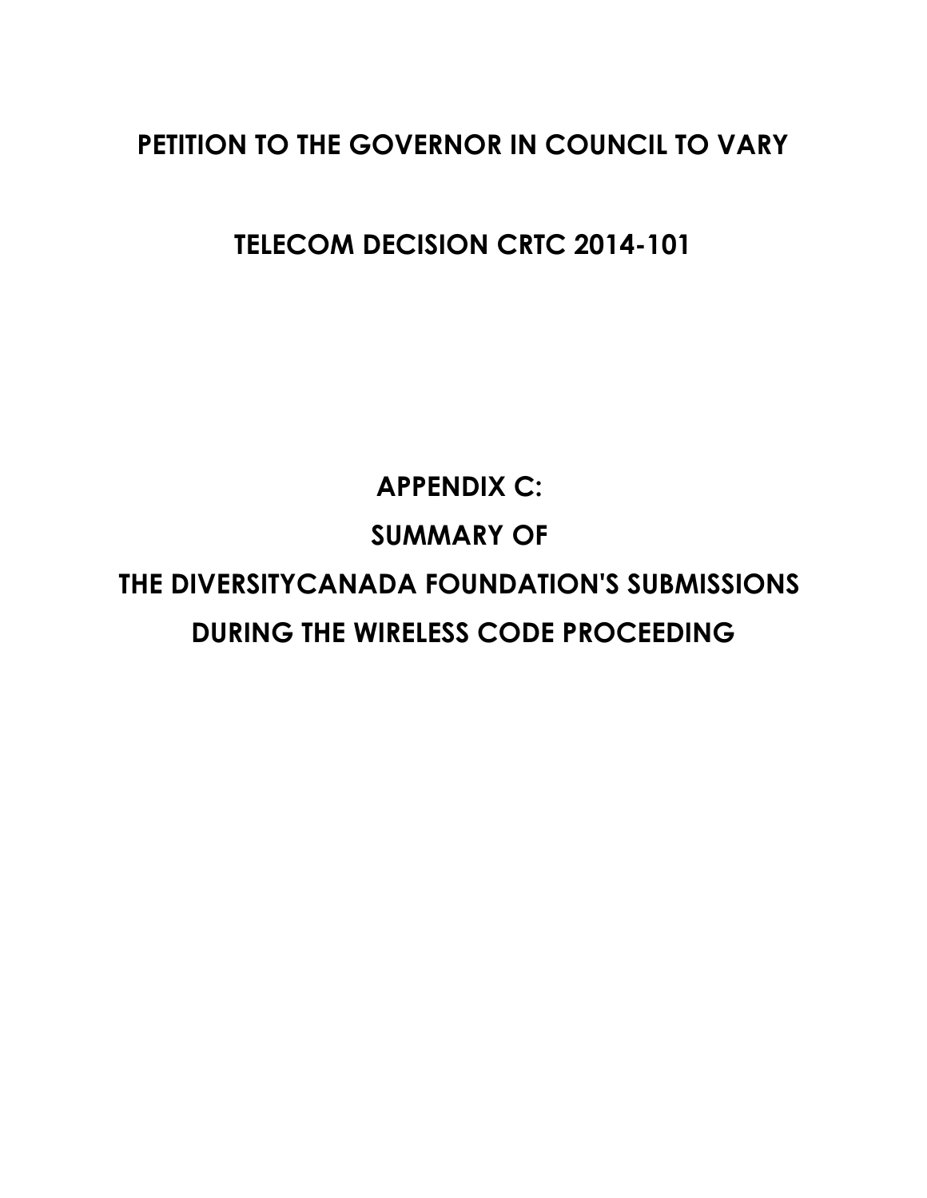# PETITION TO THE GOVERNOR IN COUNCIL TO VARY

# TELECOM DECISION CRTC 2014-101

## APPENDIX C:

## SUMMARY OF

## THE DIVERSITYCANADA FOUNDATION'S SUBMISSIONS

## DURING THE WIRELESS CODE PROCEEDING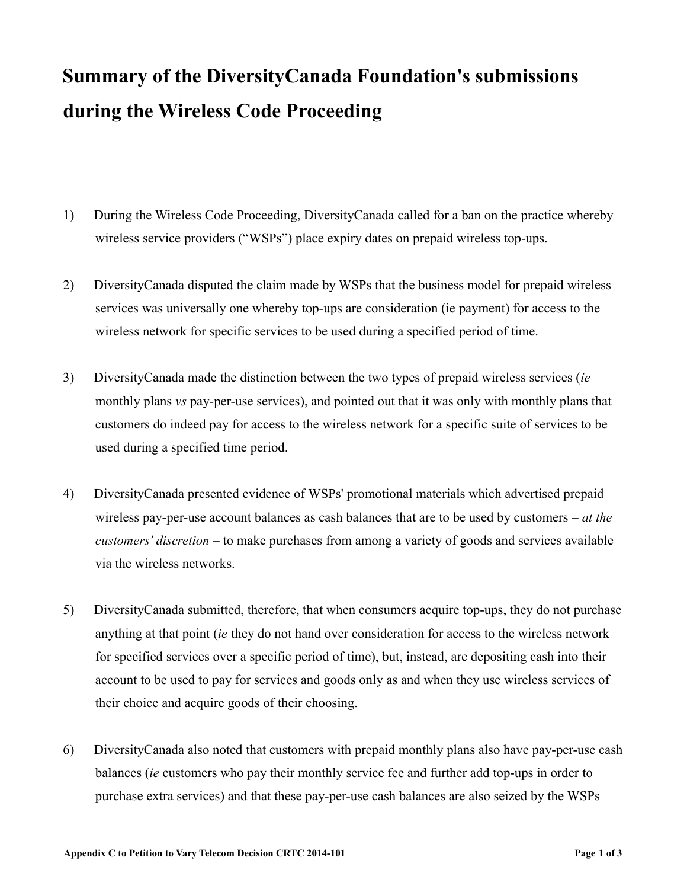# Summary of the DiversityCanada Foundation's submissions during the Wireless Code Proceeding

1) During the Wireless Code Proceeding, DiversityCanada called for a ban on the practice whereby wireless service providers ("WSPs") place expiry dates on prepaid wireless top-ups.

2) DiversityCanada disputed the claim made by WSPs that the business model for prepaid wireless services was universally one whereby top-ups are consideration (ie payment) for access to the wireless network for specific services to be used during a specified period of time.

3) DiversityCanada made the distinction between the two types of prepaid wireless services (*ie* monthly plans *vs* pay-per-use services), and pointed out that it was only with monthly plans that customers do indeed pay for access to the wireless network for a specific suite of services to be used during a specified time period.

4) DiversityCanada presented evidence of WSPs' promotional materials which advertised prepaid wireless pay-per-use account balances as cash balances that are to be used by customers – <u>*at the customers' discretion*</u> – to make purchases from among a variety of goods and services available via the wireless networks.

5) DiversityCanada submitted, therefore, that when consumers acquire top-ups, they do not purchase anything at that point (*ie* they do not hand over consideration for access to the wireless network for specified services over a specific period of time), but, instead, are depositing cash into their account to be used to pay for services and goods only as and when they use wireless services of their choice and acquire goods of their choosing.

6) DiversityCanada also noted that customers with prepaid monthly plans also have pay-per-use cash balances (*ie* customers who pay their monthly service fee and further add top-ups in order to purchase extra services) and that these pay-per-use cash balances are also seized by the WSPs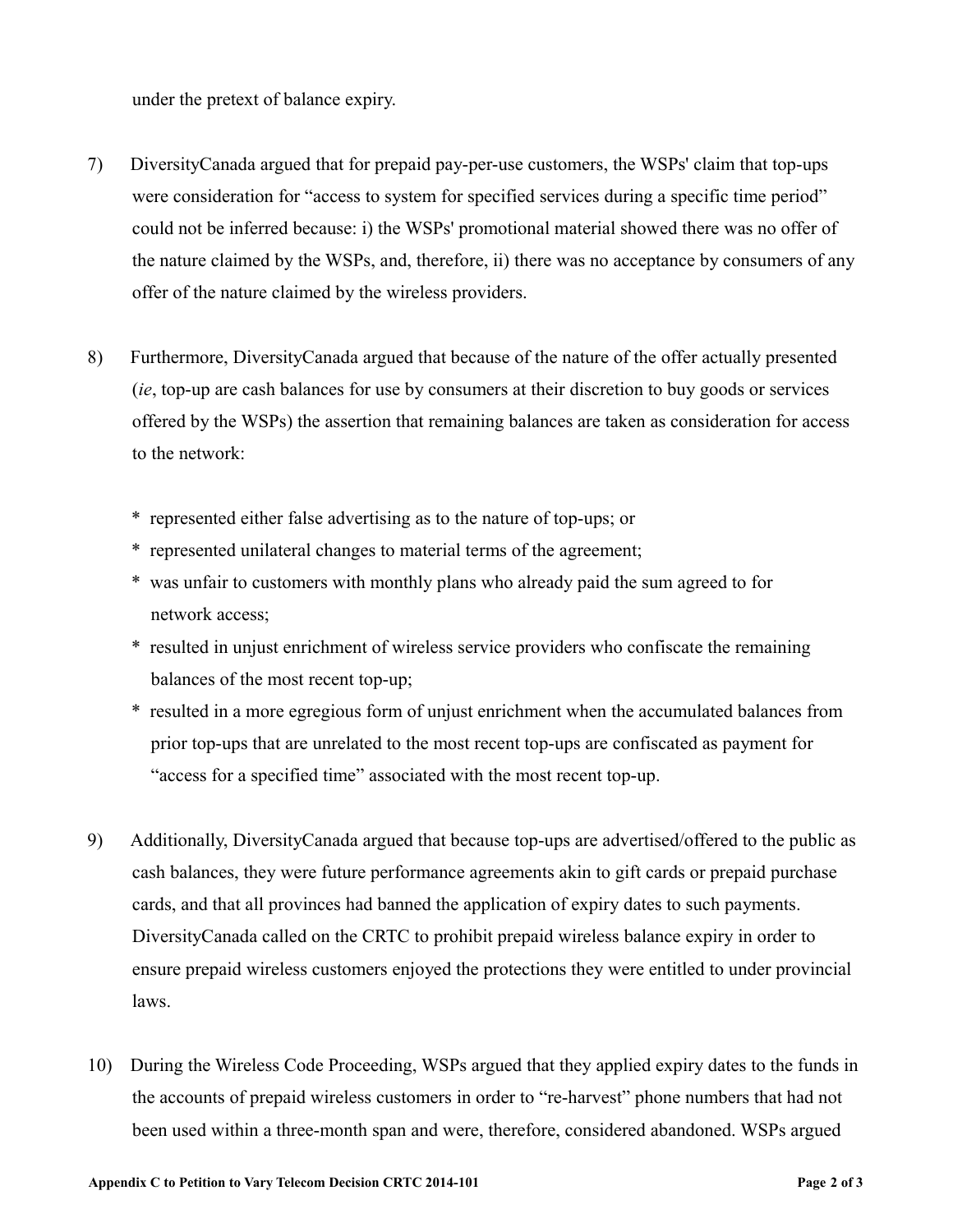under the pretext of balance expiry.

7) DiversityCanada argued that for prepaid pay-per-use customers, the WSPs' claim that top-ups were consideration for "access to system for specified services during a specific time period" could not be inferred because: i) the WSPs' promotional material showed there was no offer of the nature claimed by the WSPs, and, therefore, ii) there was no acceptance by consumers of any offer of the nature claimed by the wireless providers.

8) Furthermore, DiversityCanada argued that because of the nature of the offer actually presented (*ie*, top-up are cash balances for use by consumers at their discretion to buy goods or services offered by the WSPs) the assertion that remaining balances are taken as consideration for access to the network:

   * represented either false advertising as to the nature of top-ups; or
   * represented unilateral changes to material terms of the agreement;
   * was unfair to customers with monthly plans who already paid the sum agreed to for network access;
   * resulted in unjust enrichment of wireless service providers who confiscate the remaining balances of the most recent top-up;
   * resulted in a more egregious form of unjust enrichment when the accumulated balances from prior top-ups that are unrelated to the most recent top-ups are confiscated as payment for "access for a specified time" associated with the most recent top-up.

9) Additionally, DiversityCanada argued that because top-ups are advertised/offered to the public as cash balances, they were future performance agreements akin to gift cards or prepaid purchase cards, and that all provinces had banned the application of expiry dates to such payments. DiversityCanada called on the CRTC to prohibit prepaid wireless balance expiry in order to ensure prepaid wireless customers enjoyed the protections they were entitled to under provincial laws.

10) During the Wireless Code Proceeding, WSPs argued that they applied expiry dates to the funds in the accounts of prepaid wireless customers in order to "re-harvest" phone numbers that had not been used within a three-month span and were, therefore, considered abandoned. WSPs argued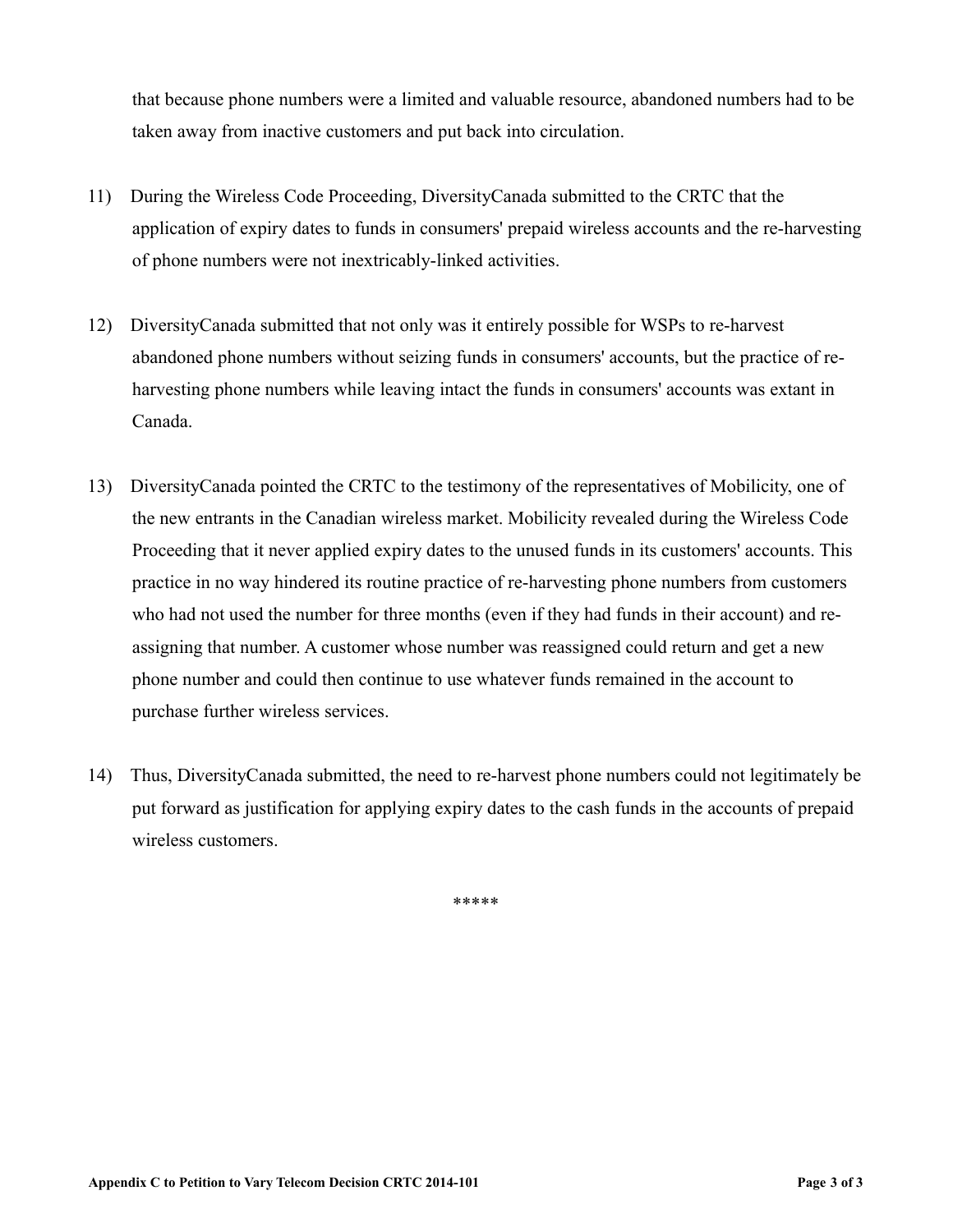that because phone numbers were a limited and valuable resource, abandoned numbers had to be taken away from inactive customers and put back into circulation.

11) During the Wireless Code Proceeding, DiversityCanada submitted to the CRTC that the application of expiry dates to funds in consumers' prepaid wireless accounts and the re-harvesting of phone numbers were not inextricably-linked activities.

12) DiversityCanada submitted that not only was it entirely possible for WSPs to re-harvest abandoned phone numbers without seizing funds in consumers' accounts, but the practice of re-harvesting phone numbers while leaving intact the funds in consumers' accounts was extant in Canada.

13) DiversityCanada pointed the CRTC to the testimony of the representatives of Mobilicity, one of the new entrants in the Canadian wireless market. Mobilicity revealed during the Wireless Code Proceeding that it never applied expiry dates to the unused funds in its customers' accounts. This practice in no way hindered its routine practice of re-harvesting phone numbers from customers who had not used the number for three months (even if they had funds in their account) and re-assigning that number. A customer whose number was reassigned could return and get a new phone number and could then continue to use whatever funds remained in the account to purchase further wireless services.

14) Thus, DiversityCanada submitted, the need to re-harvest phone numbers could not legitimately be put forward as justification for applying expiry dates to the cash funds in the accounts of prepaid wireless customers.

*****